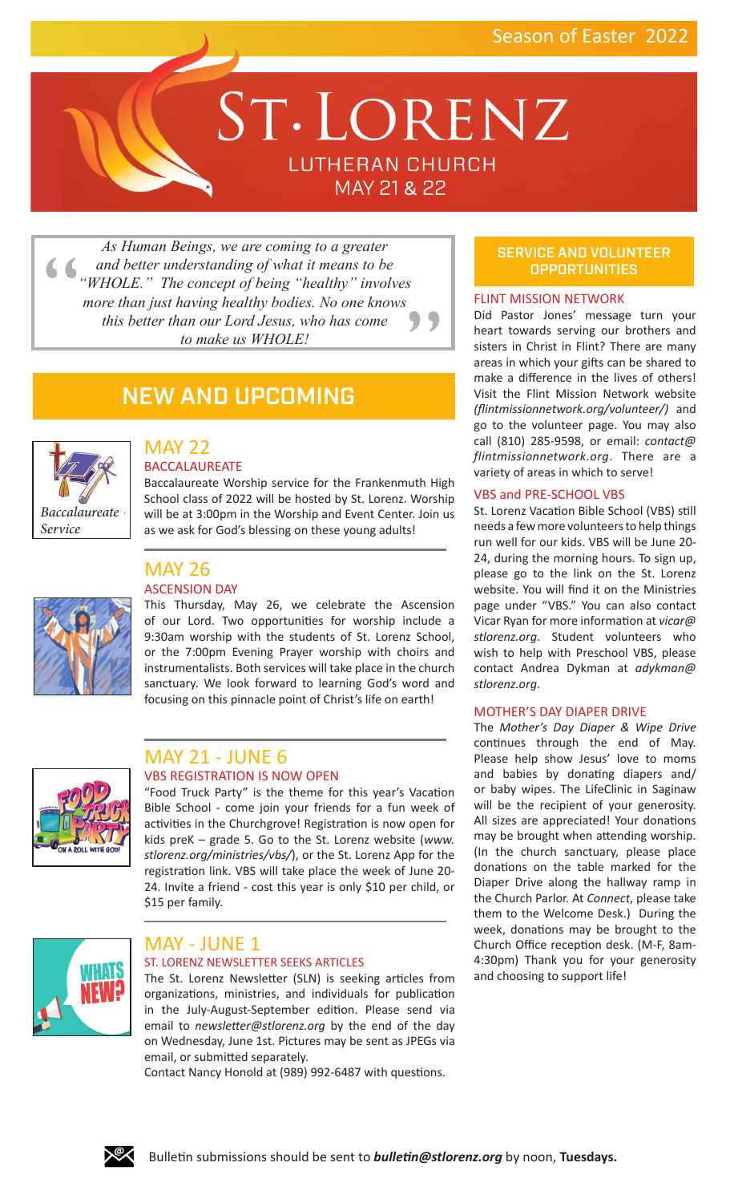Season of Easter 2022

# St. Lorenz

## LUTHERAN CHURCH

MAY 21 & 22

> *As Human Beings, we are coming to a greater and better understanding of what it means to be "WHOLE." The concept of being "healthy" involves more than just having healthy bodies. No one knows this better than our Lord Jesus, who has come to make us WHOLE!*

## NEW AND UPCOMING

*Baccalaureate Service*

### MAY 22

#### BACCALAUREATE

Baccalaureate Worship service for the Frankenmuth High School class of 2022 will be hosted by St. Lorenz. Worship will be at 3:00pm in the Worship and Event Center. Join us as we ask for God's blessing on these young adults!

### MAY 26

#### ASCENSION DAY

This Thursday, May 26, we celebrate the Ascension of our Lord. Two opportunities for worship include a 9:30am worship with the students of St. Lorenz School, or the 7:00pm Evening Prayer worship with choirs and instrumentalists. Both services will take place in the church sanctuary. We look forward to learning God's word and focusing on this pinnacle point of Christ's life on earth!

### MAY 21 - JUNE 6

#### VBS REGISTRATION IS NOW OPEN

"Food Truck Party" is the theme for this year's Vacation Bible School - come join your friends for a fun week of activities in the Churchgrove! Registration is now open for kids preK – grade 5. Go to the St. Lorenz website (*www.stlorenz.org/ministries/vbs/*), or the St. Lorenz App for the registration link. VBS will take place the week of June 20-24. Invite a friend - cost this year is only $10 per child, or $15 per family.

### MAY - JUNE 1

#### ST. LORENZ NEWSLETTER SEEKS ARTICLES

The St. Lorenz Newsletter (SLN) is seeking articles from organizations, ministries, and individuals for publication in the July-August-September edition. Please send via email to *newsletter@stlorenz.org* by the end of the day on Wednesday, June 1st. Pictures may be sent as JPEGs via email, or submitted separately.

Contact Nancy Honold at (989) 992-6487 with questions.

## SERVICE AND VOLUNTEER OPPORTUNITIES

#### FLINT MISSION NETWORK

Did Pastor Jones' message turn your heart towards serving our brothers and sisters in Christ in Flint? There are many areas in which your gifts can be shared to make a difference in the lives of others! Visit the Flint Mission Network website *(flintmissionnetwork.org/volunteer/)* and go to the volunteer page. You may also call (810) 285-9598, or email: *contact@flintmissionnetwork.org*. There are a variety of areas in which to serve!

#### VBS and PRE-SCHOOL VBS

St. Lorenz Vacation Bible School (VBS) still needs a few more volunteers to help things run well for our kids. VBS will be June 20-24, during the morning hours. To sign up, please go to the link on the St. Lorenz website. You will find it on the Ministries page under "VBS." You can also contact Vicar Ryan for more information at *vicar@stlorenz.org*. Student volunteers who wish to help with Preschool VBS, please contact Andrea Dykman at *adykman@stlorenz.org*.

#### MOTHER'S DAY DIAPER DRIVE

The *Mother's Day Diaper & Wipe Drive* continues through the end of May. Please help show Jesus' love to moms and babies by donating diapers and/or baby wipes. The LifeClinic in Saginaw will be the recipient of your generosity. All sizes are appreciated! Your donations may be brought when attending worship. (In the church sanctuary, please place donations on the table marked for the Diaper Drive along the hallway ramp in the Church Parlor. At *Connect*, please take them to the Welcome Desk.) During the week, donations may be brought to the Church Office reception desk. (M-F, 8am-4:30pm) Thank you for your generosity and choosing to support life!

Bulletin submissions should be sent to ***bulletin@stlorenz.org*** by noon, **Tuesdays.**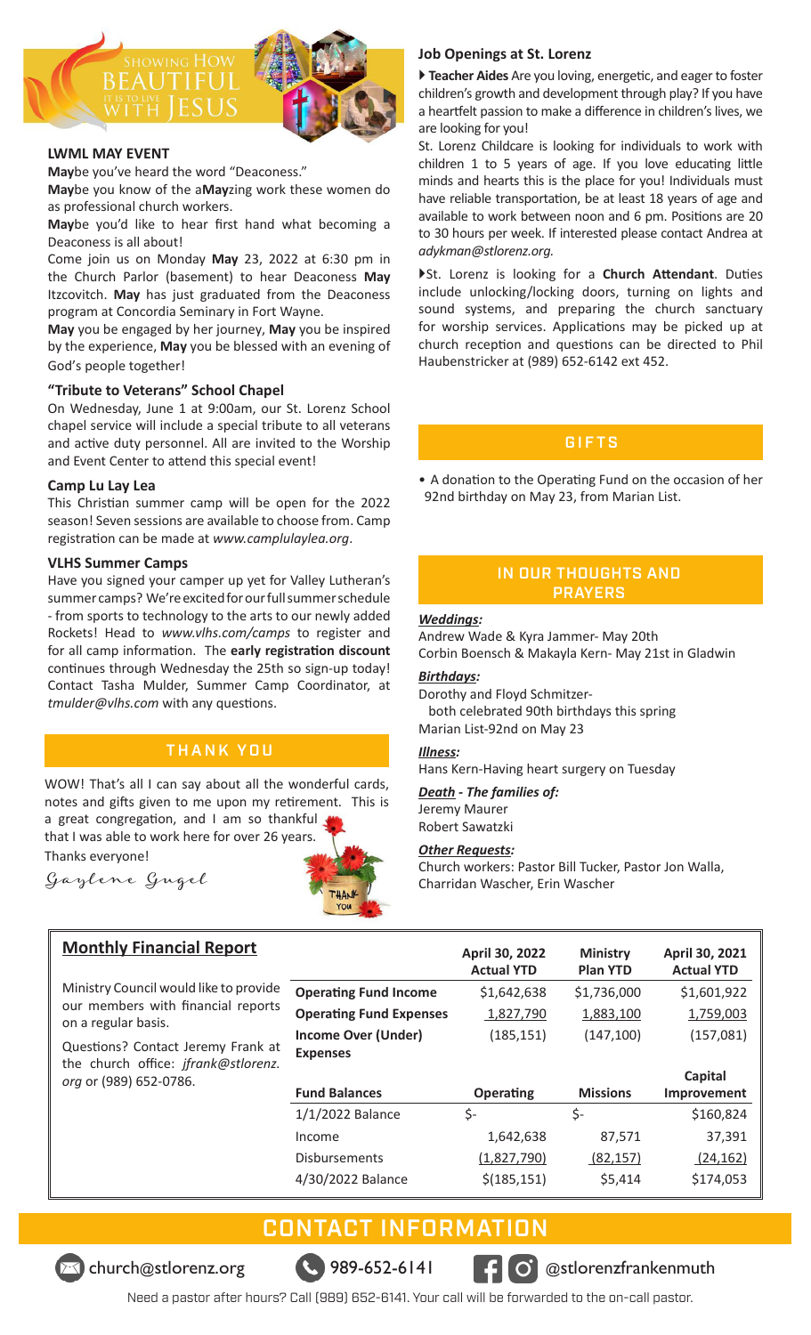## LWML MAY EVENT

**May**be you've heard the word "Deaconess."

**May**be you know of the a**May**zing work these women do as professional church workers.

**May**be you'd like to hear first hand what becoming a Deaconess is all about!

Come join us on Monday **May** 23, 2022 at 6:30 pm in the Church Parlor (basement) to hear Deaconess **May** Itzcovitch. **May** has just graduated from the Deaconess program at Concordia Seminary in Fort Wayne.

**May** you be engaged by her journey, **May** you be inspired by the experience, **May** you be blessed with an evening of God's people together!

## "Tribute to Veterans" School Chapel

On Wednesday, June 1 at 9:00am, our St. Lorenz School chapel service will include a special tribute to all veterans and active duty personnel. All are invited to the Worship and Event Center to attend this special event!

## Camp Lu Lay Lea

This Christian summer camp will be open for the 2022 season! Seven sessions are available to choose from. Camp registration can be made at *www.camplulaylea.org*.

## VLHS Summer Camps

Have you signed your camper up yet for Valley Lutheran's summer camps? We're excited for our full summer schedule - from sports to technology to the arts to our newly added Rockets! Head to *www.vlhs.com/camps* to register and for all camp information. The **early registration discount** continues through Wednesday the 25th so sign-up today! Contact Tasha Mulder, Summer Camp Coordinator, at *tmulder@vlhs.com* with any questions.

## THANK YOU

WOW! That's all I can say about all the wonderful cards, notes and gifts given to me upon my retirement. This is a great congregation, and I am so thankful that I was able to work here for over 26 years. Thanks everyone!

*Gaylene Gugel*

## Job Openings at St. Lorenz

- **Teacher Aides** Are you loving, energetic, and eager to foster children's growth and development through play? If you have a heartfelt passion to make a difference in children's lives, we are looking for you!

St. Lorenz Childcare is looking for individuals to work with children 1 to 5 years of age. If you love educating little minds and hearts this is the place for you! Individuals must have reliable transportation, be at least 18 years of age and available to work between noon and 6 pm. Positions are 20 to 30 hours per week. If interested please contact Andrea at *adykman@stlorenz.org.*

- St. Lorenz is looking for a **Church Attendant**. Duties include unlocking/locking doors, turning on lights and sound systems, and preparing the church sanctuary for worship services. Applications may be picked up at church reception and questions can be directed to Phil Haubenstricker at (989) 652-6142 ext 452.

## GIFTS

- A donation to the Operating Fund on the occasion of her 92nd birthday on May 23, from Marian List.

## IN OUR THOUGHTS AND PRAYERS

***Weddings:***

Andrew Wade & Kyra Jammer- May 20th
Corbin Boensch & Makayla Kern- May 21st in Gladwin

***Birthdays:***

Dorothy and Floyd Schmitzer- both celebrated 90th birthdays this spring
Marian List-92nd on May 23

***Illness:***

Hans Kern-Having heart surgery on Tuesday

***Death - The families of:***

Jeremy Maurer
Robert Sawatzki

***Other Requests:***

Church workers: Pastor Bill Tucker, Pastor Jon Walla, Charridan Wascher, Erin Wascher

## Monthly Financial Report

Ministry Council would like to provide our members with financial reports on a regular basis.

Questions? Contact Jeremy Frank at the church office: *jfrank@stlorenz.org* or (989) 652-0786.

| | April 30, 2022 Actual YTD | Ministry Plan YTD | April 30, 2021 Actual YTD |
|---|---|---|---|
| **Operating Fund Income** | $1,642,638 | $1,736,000 | $1,601,922 |
| **Operating Fund Expenses** | 1,827,790 | 1,883,100 | 1,759,003 |
| **Income Over (Under) Expenses** | (185,151) | (147,100) | (157,081) |

| **Fund Balances** | **Operating** | **Missions** | **Capital Improvement** |
|---|---|---|---|
| 1/1/2022 Balance | $- | $- | $160,824 |
| Income | 1,642,638 | 87,571 | 37,391 |
| Disbursements | (1,827,790) | (82,157) | (24,162) |
| 4/30/2022 Balance | $(185,151) | $5,414 | $174,053 |

## CONTACT INFORMATION

church@stlorenz.org | 989-652-6141 | @stlorenzfrankenmuth

Need a pastor after hours? Call (989) 652-6141. Your call will be forwarded to the on-call pastor.